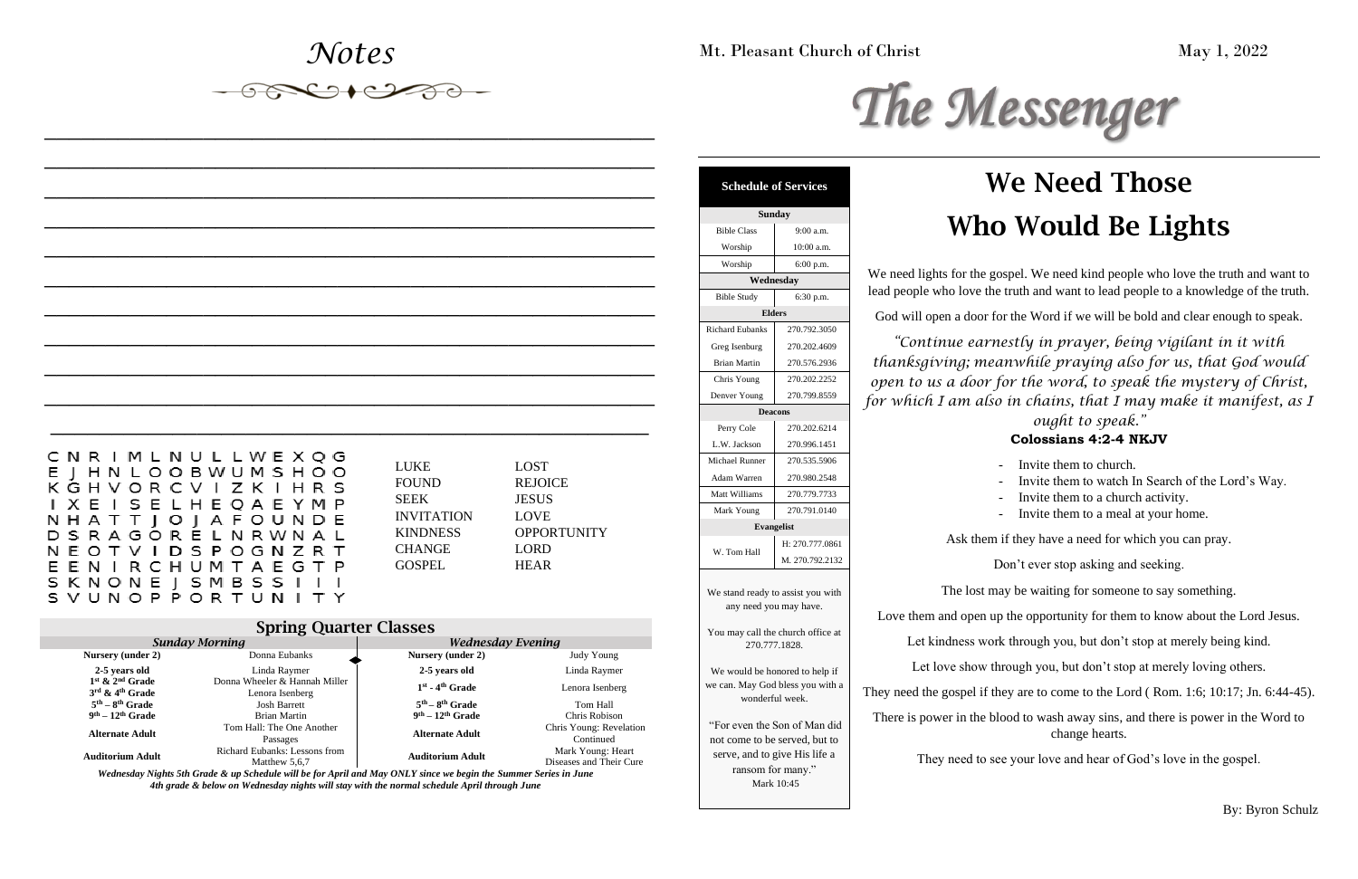# Notes

___

___

___

___

___

___

___

___

___

___

___

```
C N R I M L N U L L W E X Q G
E J H N L O O B W U M S H O O
K G H V O R C V I Z K I H R S
I X E I S E L H E Q A E Y M P
N H A T T J O J A F O U N D E
D S R A G O R E L N R W N A L
N E O T V I D S P O G N Z R T
E E N I R C H U M T A E G T P
S K N O N E J S M B S S I I I
S V U N O P P O R T U N I T Y
```

| | |
|---|---|
| LUKE | LOST |
| FOUND | REJOICE |
| SEEK | JESUS |
| INVITATION | LOVE |
| KINDNESS | OPPORTUNITY |
| CHANGE | LORD |
| GOSPEL | HEAR |

## Spring Quarter Classes

| *Sunday Morning* | | *Wednesday Evening* | |
|---|---|---|---|
| **Nursery (under 2)** | Donna Eubanks | **Nursery (under 2)** | Judy Young |
| **2-5 years old** | Linda Raymer | **2-5 years old** | Linda Raymer |
| **1st & 2nd Grade** | Donna Wheeler & Hannah Miller | **1st - 4th Grade** | Lenora Isenberg |
| **3rd & 4th Grade** | Lenora Isenberg | | |
| **5th – 8th Grade** | Josh Barrett | **5th – 8th Grade** | Tom Hall |
| **9th – 12th Grade** | Brian Martin | **9th – 12th Grade** | Chris Robison |
| **Alternate Adult** | Tom Hall: The One Another Passages | **Alternate Adult** | Chris Young: Revelation Continued |
| **Auditorium Adult** | Richard Eubanks: Lessons from Matthew 5,6,7 | **Auditorium Adult** | Mark Young: Heart Diseases and Their Cure |

*Wednesday Nights 5th Grade & up Schedule will be for April and May ONLY since we begin the Summer Series in June*
*4th grade & below on Wednesday nights will stay with the normal schedule April through June*

Mt. Pleasant Church of Christ

May 1, 2022

# The Messenger

| **Schedule of Services** | |
|---|---|
| **Sunday** | |
| Bible Class | 9:00 a.m. |
| Worship | 10:00 a.m. |
| Worship | 6:00 p.m. |
| **Wednesday** | |
| Bible Study | 6:30 p.m. |
| **Elders** | |
| Richard Eubanks | 270.792.3050 |
| Greg Isenburg | 270.202.4609 |
| Brian Martin | 270.576.2936 |
| Chris Young | 270.202.2252 |
| Denver Young | 270.799.8559 |
| **Deacons** | |
| Perry Cole | 270.202.6214 |
| L.W. Jackson | 270.996.1451 |
| Michael Runner | 270.535.5906 |
| Adam Warren | 270.980.2548 |
| Matt Williams | 270.779.7733 |
| Mark Young | 270.791.0140 |
| **Evangelist** | |
| W. Tom Hall | H: 270.777.0861<br>M. 270.792.2132 |

We stand ready to assist you with any need you may have.

You may call the church office at 270.777.1828.

We would be honored to help if we can. May God bless you with a wonderful week.

"For even the Son of Man did not come to be served, but to serve, and to give His life a ransom for many."
Mark 10:45

## We Need Those Who Would Be Lights

We need lights for the gospel. We need kind people who love the truth and want to lead people who love the truth and want to lead people to a knowledge of the truth.

God will open a door for the Word if we will be bold and clear enough to speak.

*"Continue earnestly in prayer, being vigilant in it with thanksgiving; meanwhile praying also for us, that God would open to us a door for the word, to speak the mystery of Christ, for which I am also in chains, that I may make it manifest, as I ought to speak."*
**Colossians 4:2-4 NKJV**

- Invite them to church.
- Invite them to watch In Search of the Lord's Way.
- Invite them to a church activity.
- Invite them to a meal at your home.

Ask them if they have a need for which you can pray.

Don't ever stop asking and seeking.

The lost may be waiting for someone to say something.

Love them and open up the opportunity for them to know about the Lord Jesus.

Let kindness work through you, but don't stop at merely being kind.

Let love show through you, but don't stop at merely loving others.

They need the gospel if they are to come to the Lord ( Rom. 1:6; 10:17; Jn. 6:44-45).

There is power in the blood to wash away sins, and there is power in the Word to change hearts.

They need to see your love and hear of God's love in the gospel.

By: Byron Schulz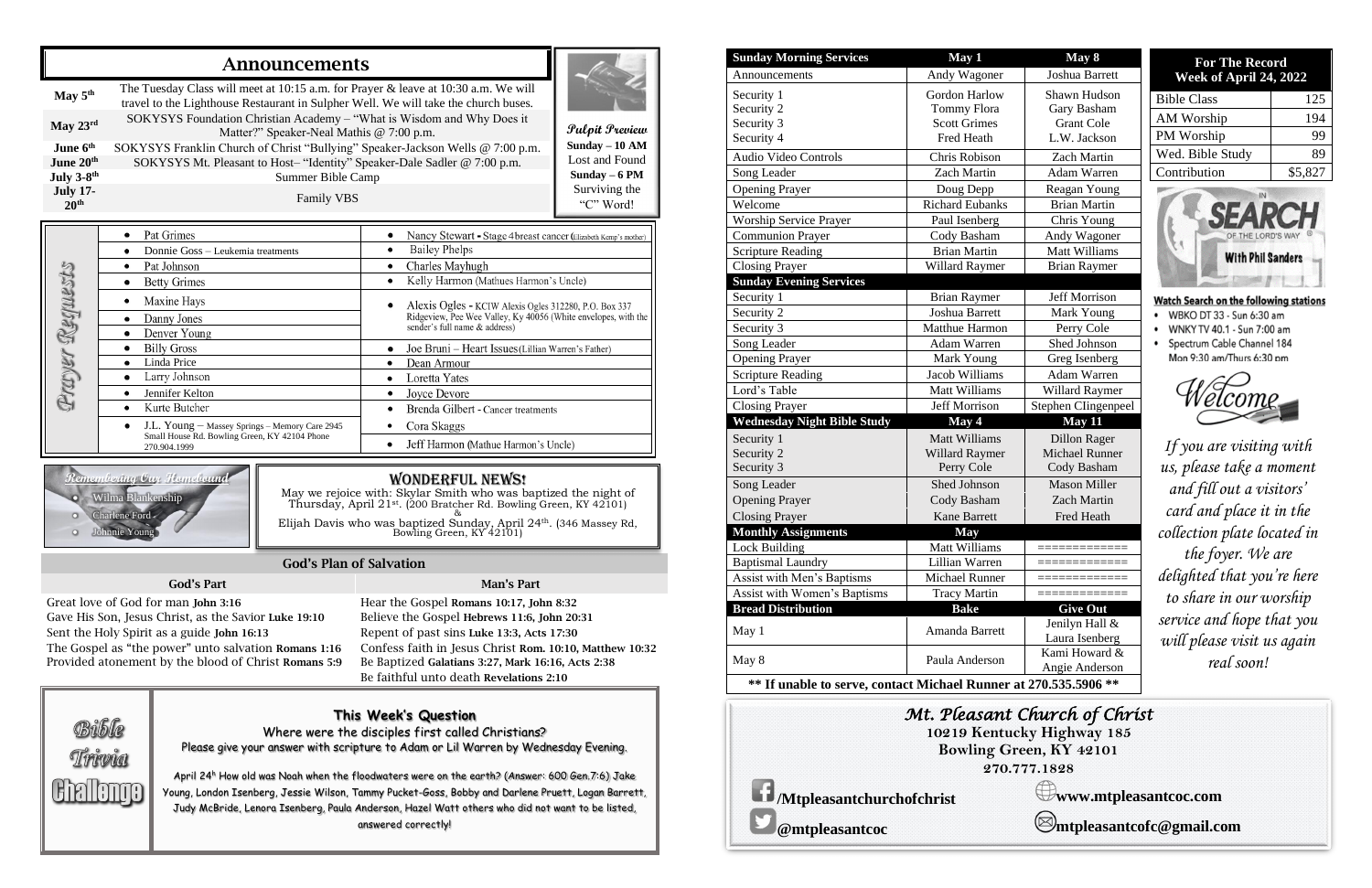# Announcements

| | |
|---|---|
| May 5th | The Tuesday Class will meet at 10:15 a.m. for Prayer & leave at 10:30 a.m. We will travel to the Lighthouse Restaurant in Sulpher Well. We will take the church buses. |
| May 23rd | SOKYSYS Foundation Christian Academy – "What is Wisdom and Why Does it Matter?" Speaker-Neal Mathis @ 7:00 p.m. |
| June 6th | SOKYSYS Franklin Church of Christ "Bullying" Speaker-Jackson Wells @ 7:00 p.m. |
| June 20th | SOKYSYS Mt. Pleasant to Host– "Identity" Speaker-Dale Sadler @ 7:00 p.m. |
| July 3-8th | Summer Bible Camp |
| July 17-20th | Family VBS |

*Pulpit Preview*

**Sunday – 10 AM**
Lost and Found
**Sunday – 6 PM**
Surviving the "C" Word!

## Prayer Requests

- Pat Grimes
- Donnie Goss – Leukemia treatments
- Pat Johnson
- Betty Grimes
- Maxine Hays
- Danny Jones
- Denver Young
- Billy Gross
- Linda Price
- Larry Johnson
- Jennifer Kelton
- Kurte Butcher
- J.L. Young – Massey Springs – Memory Care 2945 Small House Rd. Bowling Green, KY 42104 Phone 270.904.1999
- Nancy Stewart - Stage 4 breast cancer (Elizabeth Kemp's mother)
- Bailey Phelps
- Charles Mayhugh
- Kelly Harmon (Mathues Harmon's Uncle)
- Alexis Ogles - KCIW Alexis Ogles 312280, P.O. Box 337 Ridgeview, Pee Wee Valley, Ky 40056 (White envelopes, with the sender's full name & address)
- Joe Bruni – Heart Issues (Lillian Warren's Father)
- Dean Armour
- Loretta Yates
- Joyce Devore
- Brenda Gilbert - Cancer treatments
- Cora Skaggs
- Jeff Harmon (Mathue Harmon's Uncle)

## Remembering Our Homebound

- Wilma Blankenship
- Charlene Ford
- Johnnie Young

## WONDERFUL NEWS!

May we rejoice with: Skylar Smith who was baptized the night of Thursday, April 21st. (200 Bratcher Rd. Bowling Green, KY 42101)
&
Elijah Davis who was baptized Sunday, April 24th. (346 Massey Rd, Bowling Green, KY 42101)

## God's Plan of Salvation

| God's Part | Man's Part |
|---|---|
| Great love of God for man **John 3:16** | Hear the Gospel **Romans 10:17, John 8:32** |
| Gave His Son, Jesus Christ, as the Savior **Luke 19:10** | Believe the Gospel **Hebrews 11:6, John 20:31** |
| Sent the Holy Spirit as a guide **John 16:13** | Repent of past sins **Luke 13:3, Acts 17:30** |
| The Gospel as "the power" unto salvation **Romans 1:16** | Confess faith in Jesus Christ **Rom. 10:10, Matthew 10:32** |
| Provided atonement by the blood of Christ **Romans 5:9** | Be Baptized **Galatians 3:27, Mark 16:16, Acts 2:38** |
| | Be faithful unto death **Revelations 2:10** |

## Bible Trivia Challenge

**This Week's Question**

Where were the disciples first called Christians?
Please give your answer with scripture to Adam or Lil Warren by Wednesday Evening.

April 24h How old was Noah when the floodwaters were on the earth? (Answer: 600 Gen.7:6) Jake Young, London Isenberg, Jessie Wilson, Tammy Pucket-Goss, Bobby and Darlene Pruett, Logan Barrett, Judy McBride, Lenora Isenberg, Paula Anderson, Hazel Watt others who did not want to be listed, answered correctly!

| Sunday Morning Services | May 1 | May 8 |
|---|---|---|
| Announcements | Andy Wagoner | Joshua Barrett |
| Security 1 | Gordon Harlow | Shawn Hudson |
| Security 2 | Tommy Flora | Gary Basham |
| Security 3 | Scott Grimes | Grant Cole |
| Security 4 | Fred Heath | L.W. Jackson |
| Audio Video Controls | Chris Robison | Zach Martin |
| Song Leader | Zach Martin | Adam Warren |
| Opening Prayer | Doug Depp | Reagan Young |
| Welcome | Richard Eubanks | Brian Martin |
| Worship Service Prayer | Paul Isenberg | Chris Young |
| Communion Prayer | Cody Basham | Andy Wagoner |
| Scripture Reading | Brian Martin | Matt Williams |
| Closing Prayer | Willard Raymer | Brian Raymer |
| **Sunday Evening Services** | | |
| Security 1 | Brian Raymer | Jeff Morrison |
| Security 2 | Joshua Barrett | Mark Young |
| Security 3 | Matthue Harmon | Perry Cole |
| Song Leader | Adam Warren | Shed Johnson |
| Opening Prayer | Mark Young | Greg Isenberg |
| Scripture Reading | Jacob Williams | Adam Warren |
| Lord's Table | Matt Williams | Willard Raymer |
| Closing Prayer | Jeff Morrison | Stephen Clingenpeel |
| **Wednesday Night Bible Study** | **May 4** | **May 11** |
| Security 1 | Matt Williams | Dillon Rager |
| Security 2 | Willard Raymer | Michael Runner |
| Security 3 | Perry Cole | Cody Basham |
| Song Leader | Shed Johnson | Mason Miller |
| Opening Prayer | Cody Basham | Zach Martin |
| Closing Prayer | Kane Barrett | Fred Heath |
| **Monthly Assignments** | **May** | |
| Lock Building | Matt Williams | ============ |
| Baptismal Laundry | Lillian Warren | ============ |
| Assist with Men's Baptisms | Michael Runner | ============ |
| Assist with Women's Baptisms | Tracy Martin | ============ |
| **Bread Distribution** | **Bake** | **Give Out** |
| May 1 | Amanda Barrett | Jenilyn Hall & Laura Isenberg |
| May 8 | Paula Anderson | Kami Howard & Angie Anderson |

**\*\* If unable to serve, contact Michael Runner at 270.535.5906 \*\***

| For The Record Week of April 24, 2022 | |
|---|---|
| Bible Class | 125 |
| AM Worship | 194 |
| PM Worship | 99 |
| Wed. Bible Study | 89 |
| Contribution | $5,827 |

IN SEARCH OF THE LORD'S WAY
With Phil Sanders

**Watch Search on the following stations**

- WBKO DT 33 - Sun 6:30 am
- WNKY TV 40.1 - Sun 7:00 am
- Spectrum Cable Channel 184 Mon 9:30 am/Thurs 6:30 pm

*Welcome*

*If you are visiting with us, please take a moment and fill out a visitors' card and place it in the collection plate located in the foyer. We are delighted that you're here to share in our worship service and hope that you will please visit us again real soon!*

*Mt. Pleasant Church of Christ*
**10219 Kentucky Highway 185**
**Bowling Green, KY 42101**
**270.777.1828**

**/Mtpleasantchurchofchrist**
**@mtpleasantcoc**
**www.mtpleasantcoc.com**
**mtpleasantcofc@gmail.com**